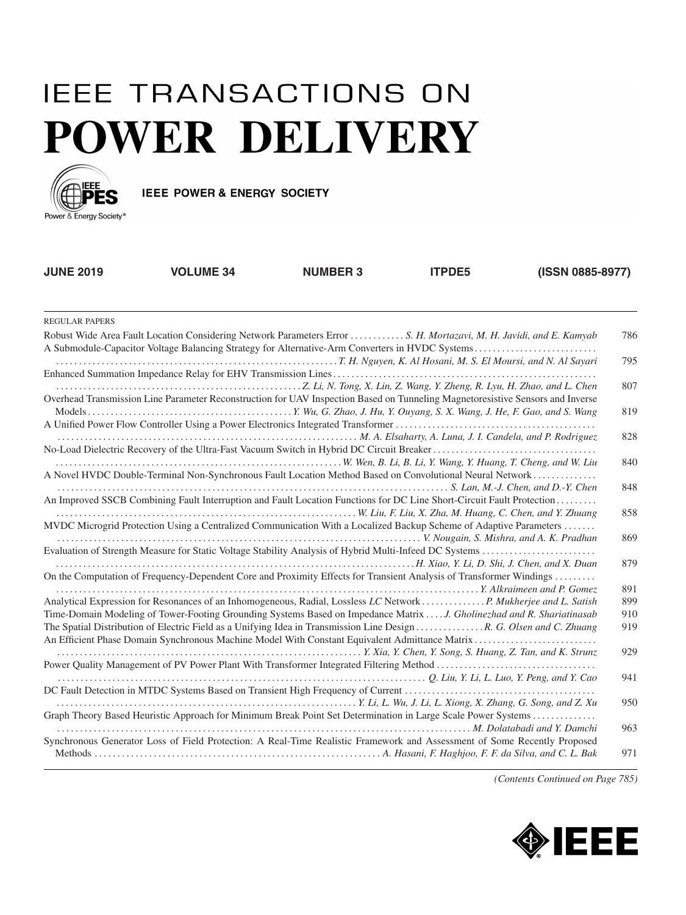# IEEE TRANSACTIONS ON POWER DELIVERY

IEEE POWER & ENERGY SOCIETY

**JUNE 2019 VOLUME 34 NUMBER 3 ITPDE5 (ISSN 0885-8977)**

REGULAR PAPERS

| Title / Authors | Page |
|---|---|
| Robust Wide Area Fault Location Considering Network Parameters Error . . . *S. H. Mortazavi, M. H. Javidi, and E. Kamyab* | 786 |
| A Submodule-Capacitor Voltage Balancing Strategy for Alternative-Arm Converters in HVDC Systems . . . *T. H. Nguyen, K. Al Hosani, M. S. El Moursi, and N. Al Sayari* | 795 |
| Enhanced Summation Impedance Relay for EHV Transmission Lines . . . *Z. Li, N. Tong, X. Lin, Z. Wang, Y. Zheng, R. Lyu, H. Zhao, and L. Chen* | 807 |
| Overhead Transmission Line Parameter Reconstruction for UAV Inspection Based on Tunneling Magnetoresistive Sensors and Inverse Models . . . *Y. Wu, G. Zhao, J. Hu, Y. Ouyang, S. X. Wang, J. He, F. Gao, and S. Wang* | 819 |
| A Unified Power Flow Controller Using a Power Electronics Integrated Transformer . . . *M. A. Elsaharty, A. Luna, J. I. Candela, and P. Rodriguez* | 828 |
| No-Load Dielectric Recovery of the Ultra-Fast Vacuum Switch in Hybrid DC Circuit Breaker . . . *W. Wen, B. Li, B. Li, Y. Wang, Y. Huang, T. Cheng, and W. Liu* | 840 |
| A Novel HVDC Double-Terminal Non-Synchronous Fault Location Method Based on Convolutional Neural Network . . . *S. Lan, M.-J. Chen, and D.-Y. Chen* | 848 |
| An Improved SSCB Combining Fault Interruption and Fault Location Functions for DC Line Short-Circuit Fault Protection . . . *W. Liu, F. Liu, X. Zha, M. Huang, C. Chen, and Y. Zhuang* | 858 |
| MVDC Microgrid Protection Using a Centralized Communication With a Localized Backup Scheme of Adaptive Parameters . . . *V. Nougain, S. Mishra, and A. K. Pradhan* | 869 |
| Evaluation of Strength Measure for Static Voltage Stability Analysis of Hybrid Multi-Infeed DC Systems . . . *H. Xiao, Y. Li, D. Shi, J. Chen, and X. Duan* | 879 |
| On the Computation of Frequency-Dependent Core and Proximity Effects for Transient Analysis of Transformer Windings . . . *Y. Alkraimeen and P. Gomez* | 891 |
| Analytical Expression for Resonances of an Inhomogeneous, Radial, Lossless *LC* Network . . . *P. Mukherjee and L. Satish* | 899 |
| Time-Domain Modeling of Tower-Footing Grounding Systems Based on Impedance Matrix . . . *J. Gholinezhad and R. Shariatinasab* | 910 |
| The Spatial Distribution of Electric Field as a Unifying Idea in Transmission Line Design . . . *R. G. Olsen and C. Zhuang* | 919 |
| An Efficient Phase Domain Synchronous Machine Model With Constant Equivalent Admittance Matrix . . . *Y. Xia, Y. Chen, Y. Song, S. Huang, Z. Tan, and K. Strunz* | 929 |
| Power Quality Management of PV Power Plant With Transformer Integrated Filtering Method . . . *Q. Liu, Y. Li, L. Luo, Y. Peng, and Y. Cao* | 941 |
| DC Fault Detection in MTDC Systems Based on Transient High Frequency of Current . . . *Y. Li, L. Wu, J. Li, L. Xiong, X. Zhang, G. Song, and Z. Xu* | 950 |
| Graph Theory Based Heuristic Approach for Minimum Break Point Set Determination in Large Scale Power Systems . . . *M. Dolatabadi and Y. Damchi* | 963 |
| Synchronous Generator Loss of Field Protection: A Real-Time Realistic Framework and Assessment of Some Recently Proposed Methods . . . *A. Hasani, F. Haghjoo, F. F. da Silva, and C. L. Bak* | 971 |

*(Contents Continued on Page 785)*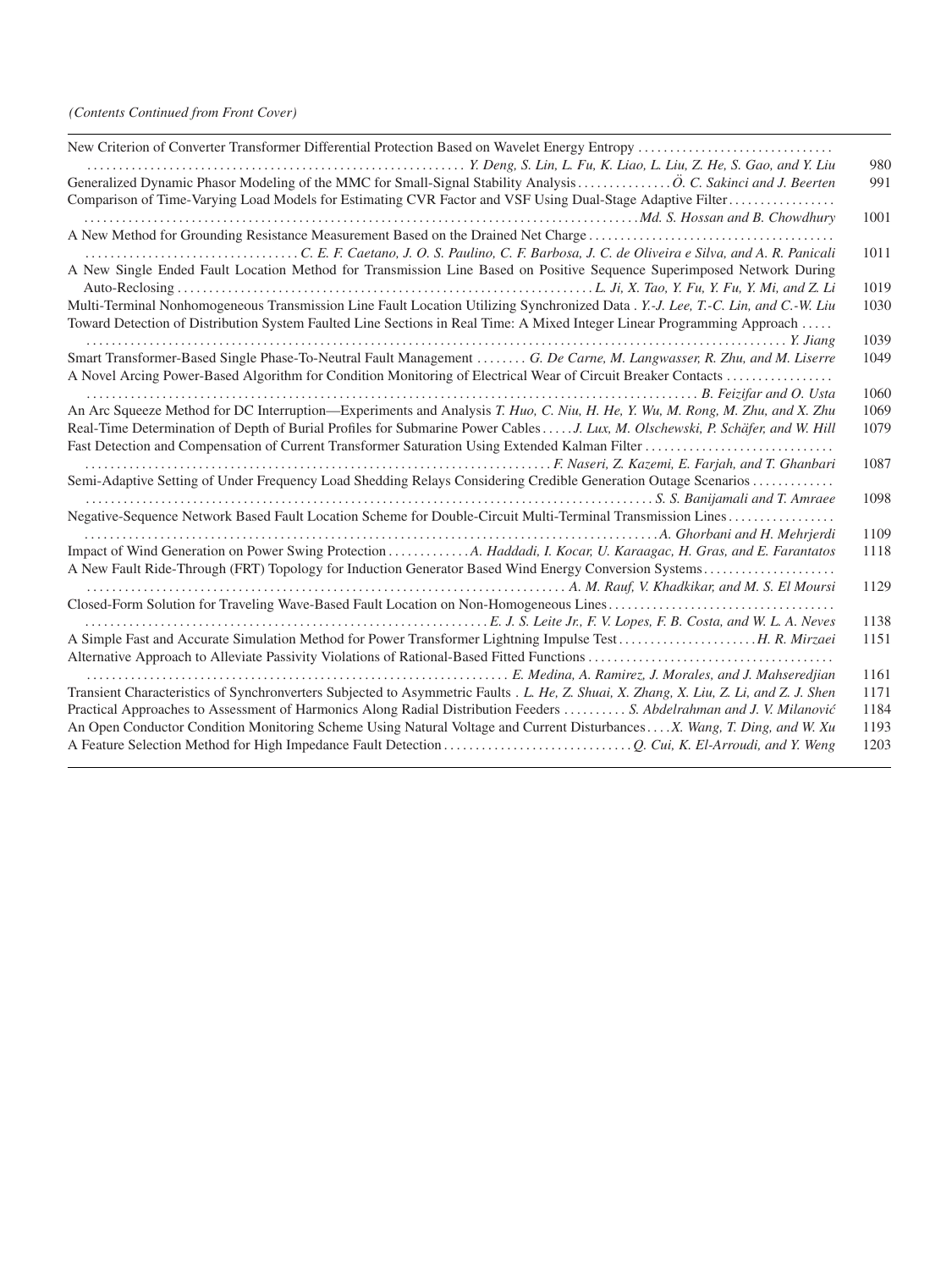*(Contents Continued from Front Cover)*

| | |
|---|---|
| New Criterion of Converter Transformer Differential Protection Based on Wavelet Energy Entropy . . . . . . *Y. Deng, S. Lin, L. Fu, K. Liao, L. Liu, Z. He, S. Gao, and Y. Liu* | 980 |
| Generalized Dynamic Phasor Modeling of the MMC for Small-Signal Stability Analysis . . . . . . *Ö. C. Sakinci and J. Beerten* | 991 |
| Comparison of Time-Varying Load Models for Estimating CVR Factor and VSF Using Dual-Stage Adaptive Filter . . . . . . *Md. S. Hossan and B. Chowdhury* | 1001 |
| A New Method for Grounding Resistance Measurement Based on the Drained Net Charge . . . . . . *C. E. F. Caetano, J. O. S. Paulino, C. F. Barbosa, J. C. de Oliveira e Silva, and A. R. Panicali* | 1011 |
| A New Single Ended Fault Location Method for Transmission Line Based on Positive Sequence Superimposed Network During Auto-Reclosing . . . . . . *L. Ji, X. Tao, Y. Fu, Y. Fu, Y. Mi, and Z. Li* | 1019 |
| Multi-Terminal Nonhomogeneous Transmission Line Fault Location Utilizing Synchronized Data . *Y.-J. Lee, T.-C. Lin, and C.-W. Liu* | 1030 |
| Toward Detection of Distribution System Faulted Line Sections in Real Time: A Mixed Integer Linear Programming Approach . . . . . . *Y. Jiang* | 1039 |
| Smart Transformer-Based Single Phase-To-Neutral Fault Management . . . . . . *G. De Carne, M. Langwasser, R. Zhu, and M. Liserre* | 1049 |
| A Novel Arcing Power-Based Algorithm for Condition Monitoring of Electrical Wear of Circuit Breaker Contacts . . . . . . *B. Feizifar and O. Usta* | 1060 |
| An Arc Squeeze Method for DC Interruption—Experiments and Analysis *T. Huo, C. Niu, H. He, Y. Wu, M. Rong, M. Zhu, and X. Zhu* | 1069 |
| Real-Time Determination of Depth of Burial Profiles for Submarine Power Cables . . . . . *J. Lux, M. Olschewski, P. Schäfer, and W. Hill* | 1079 |
| Fast Detection and Compensation of Current Transformer Saturation Using Extended Kalman Filter . . . . . . *F. Naseri, Z. Kazemi, E. Farjah, and T. Ghanbari* | 1087 |
| Semi-Adaptive Setting of Under Frequency Load Shedding Relays Considering Credible Generation Outage Scenarios . . . . . . *S. S. Banijamali and T. Amraee* | 1098 |
| Negative-Sequence Network Based Fault Location Scheme for Double-Circuit Multi-Terminal Transmission Lines . . . . . . *A. Ghorbani and H. Mehrjerdi* | 1109 |
| Impact of Wind Generation on Power Swing Protection . . . . . . *A. Haddadi, I. Kocar, U. Karaagac, H. Gras, and E. Farantatos* | 1118 |
| A New Fault Ride-Through (FRT) Topology for Induction Generator Based Wind Energy Conversion Systems . . . . . . *A. M. Rauf, V. Khadkikar, and M. S. El Moursi* | 1129 |
| Closed-Form Solution for Traveling Wave-Based Fault Location on Non-Homogeneous Lines . . . . . . *E. J. S. Leite Jr., F. V. Lopes, F. B. Costa, and W. L. A. Neves* | 1138 |
| A Simple Fast and Accurate Simulation Method for Power Transformer Lightning Impulse Test . . . . . . *H. R. Mirzaei* | 1151 |
| Alternative Approach to Alleviate Passivity Violations of Rational-Based Fitted Functions . . . . . . *E. Medina, A. Ramirez, J. Morales, and J. Mahseredjian* | 1161 |
| Transient Characteristics of Synchronverters Subjected to Asymmetric Faults . *L. He, Z. Shuai, X. Zhang, X. Liu, Z. Li, and Z. J. Shen* | 1171 |
| Practical Approaches to Assessment of Harmonics Along Radial Distribution Feeders . . . . . . *S. Abdelrahman and J. V. Milanović* | 1184 |
| An Open Conductor Condition Monitoring Scheme Using Natural Voltage and Current Disturbances . . . . *X. Wang, T. Ding, and W. Xu* | 1193 |
| A Feature Selection Method for High Impedance Fault Detection . . . . . . *Q. Cui, K. El-Arroudi, and Y. Weng* | 1203 |